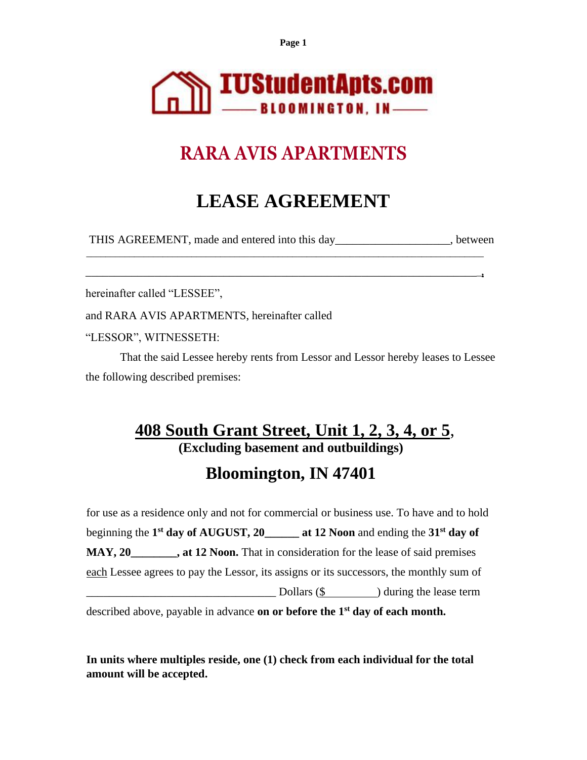IUStudentApts.com

BLOOMINGTON, IN

# RARA AVIS APARTMENTS

# LEASE AGREEMENT

THIS AGREEMENT, made and entered into this day____________________, between

_______________________________________________________________________________

_______________________________________________________________________________,

hereinafter called "LESSEE",

and RARA AVIS APARTMENTS, hereinafter called

"LESSOR", WITNESSETH:

That the said Lessee hereby rents from Lessor and Lessor hereby leases to Lessee the following described premises:

## 408 South Grant Street, Unit 1, 2, 3, 4, or 5,

**(Excluding basement and outbuildings)**

## Bloomington, IN 47401

for use as a residence only and not for commercial or business use. To have and to hold beginning the **1st day of AUGUST, 20______ at 12 Noon** and ending the **31st day of MAY, 20________, at 12 Noon.** That in consideration for the lease of said premises each Lessee agrees to pay the Lessor, its assigns or its successors, the monthly sum of __________________________________ Dollars ($__________) during the lease term described above, payable in advance **on or before the 1st day of each month.**

**In units where multiples reside, one (1) check from each individual for the total amount will be accepted.**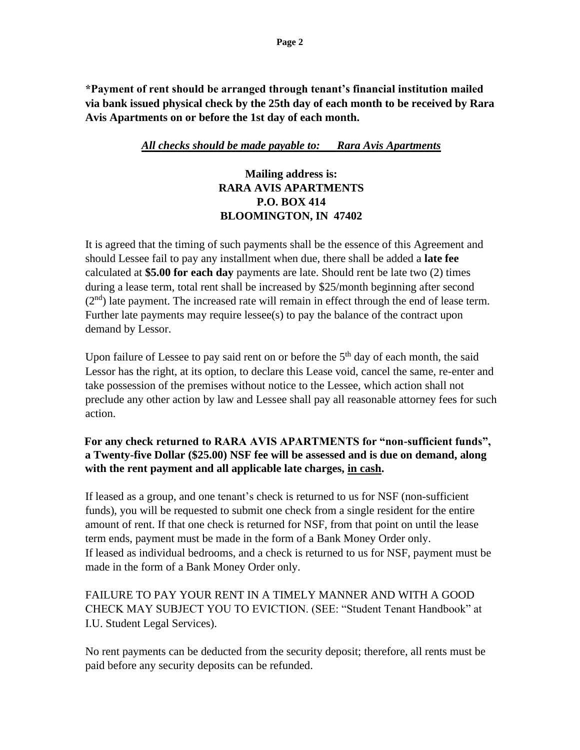**\*Payment of rent should be arranged through tenant's financial institution mailed via bank issued physical check by the 25th day of each month to be received by Rara Avis Apartments on or before the 1st day of each month.**

***All checks should be made payable to: Rara Avis Apartments***

**Mailing address is:**
**RARA AVIS APARTMENTS**
**P.O. BOX 414**
**BLOOMINGTON, IN 47402**

It is agreed that the timing of such payments shall be the essence of this Agreement and should Lessee fail to pay any installment when due, there shall be added a **late fee** calculated at **$5.00 for each day** payments are late. Should rent be late two (2) times during a lease term, total rent shall be increased by $25/month beginning after second (2nd) late payment. The increased rate will remain in effect through the end of lease term. Further late payments may require lessee(s) to pay the balance of the contract upon demand by Lessor.

Upon failure of Lessee to pay said rent on or before the 5th day of each month, the said Lessor has the right, at its option, to declare this Lease void, cancel the same, re-enter and take possession of the premises without notice to the Lessee, which action shall not preclude any other action by law and Lessee shall pay all reasonable attorney fees for such action.

**For any check returned to RARA AVIS APARTMENTS for "non-sufficient funds", a Twenty-five Dollar ($25.00) NSF fee will be assessed and is due on demand, along with the rent payment and all applicable late charges, <u>in cash</u>.**

If leased as a group, and one tenant's check is returned to us for NSF (non-sufficient funds), you will be requested to submit one check from a single resident for the entire amount of rent. If that one check is returned for NSF, from that point on until the lease term ends, payment must be made in the form of a Bank Money Order only.
If leased as individual bedrooms, and a check is returned to us for NSF, payment must be made in the form of a Bank Money Order only.

FAILURE TO PAY YOUR RENT IN A TIMELY MANNER AND WITH A GOOD CHECK MAY SUBJECT YOU TO EVICTION. (SEE: "Student Tenant Handbook" at I.U. Student Legal Services).

No rent payments can be deducted from the security deposit; therefore, all rents must be paid before any security deposits can be refunded.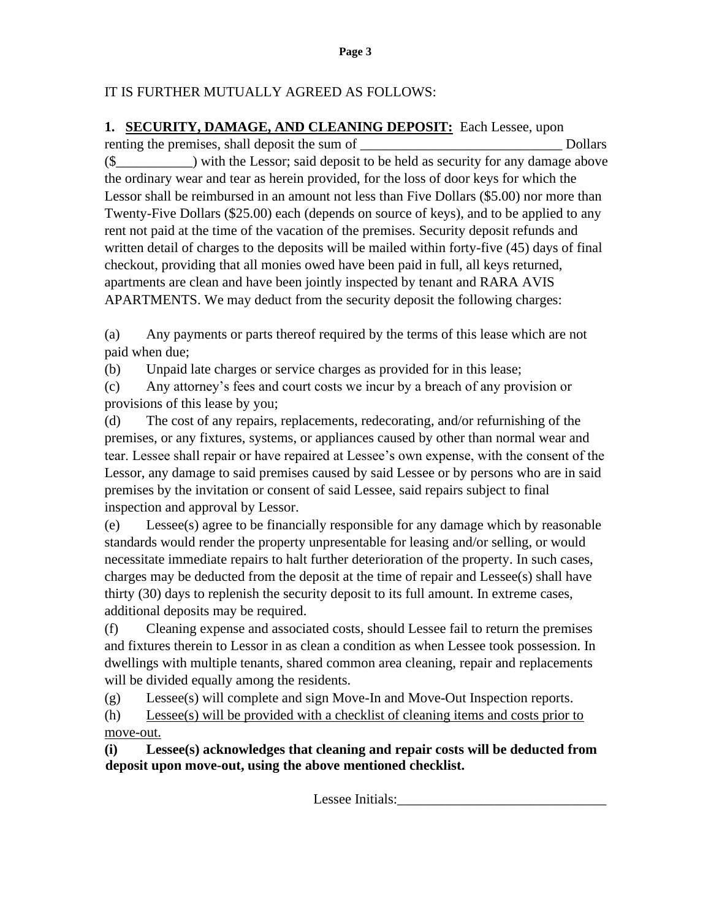IT IS FURTHER MUTUALLY AGREED AS FOLLOWS:

**1. <u>SECURITY, DAMAGE, AND CLEANING DEPOSIT:</u>** Each Lessee, upon renting the premises, shall deposit the sum of ______________________________ Dollars ($___________) with the Lessor; said deposit to be held as security for any damage above the ordinary wear and tear as herein provided, for the loss of door keys for which the Lessor shall be reimbursed in an amount not less than Five Dollars ($5.00) nor more than Twenty-Five Dollars ($25.00) each (depends on source of keys), and to be applied to any rent not paid at the time of the vacation of the premises. Security deposit refunds and written detail of charges to the deposits will be mailed within forty-five (45) days of final checkout, providing that all monies owed have been paid in full, all keys returned, apartments are clean and have been jointly inspected by tenant and RARA AVIS APARTMENTS. We may deduct from the security deposit the following charges:

(a) Any payments or parts thereof required by the terms of this lease which are not paid when due;

(b) Unpaid late charges or service charges as provided for in this lease;

(c) Any attorney's fees and court costs we incur by a breach of any provision or provisions of this lease by you;

(d) The cost of any repairs, replacements, redecorating, and/or refurnishing of the premises, or any fixtures, systems, or appliances caused by other than normal wear and tear. Lessee shall repair or have repaired at Lessee's own expense, with the consent of the Lessor, any damage to said premises caused by said Lessee or by persons who are in said premises by the invitation or consent of said Lessee, said repairs subject to final inspection and approval by Lessor.

(e) Lessee(s) agree to be financially responsible for any damage which by reasonable standards would render the property unpresentable for leasing and/or selling, or would necessitate immediate repairs to halt further deterioration of the property. In such cases, charges may be deducted from the deposit at the time of repair and Lessee(s) shall have thirty (30) days to replenish the security deposit to its full amount. In extreme cases, additional deposits may be required.

(f) Cleaning expense and associated costs, should Lessee fail to return the premises and fixtures therein to Lessor in as clean a condition as when Lessee took possession. In dwellings with multiple tenants, shared common area cleaning, repair and replacements will be divided equally among the residents.

(g) Lessee(s) will complete and sign Move-In and Move-Out Inspection reports.

(h) <u>Lessee(s) will be provided with a checklist of cleaning items and costs prior to move-out.</u>

**(i) Lessee(s) acknowledges that cleaning and repair costs will be deducted from deposit upon move-out, using the above mentioned checklist.**

Lessee Initials:______________________________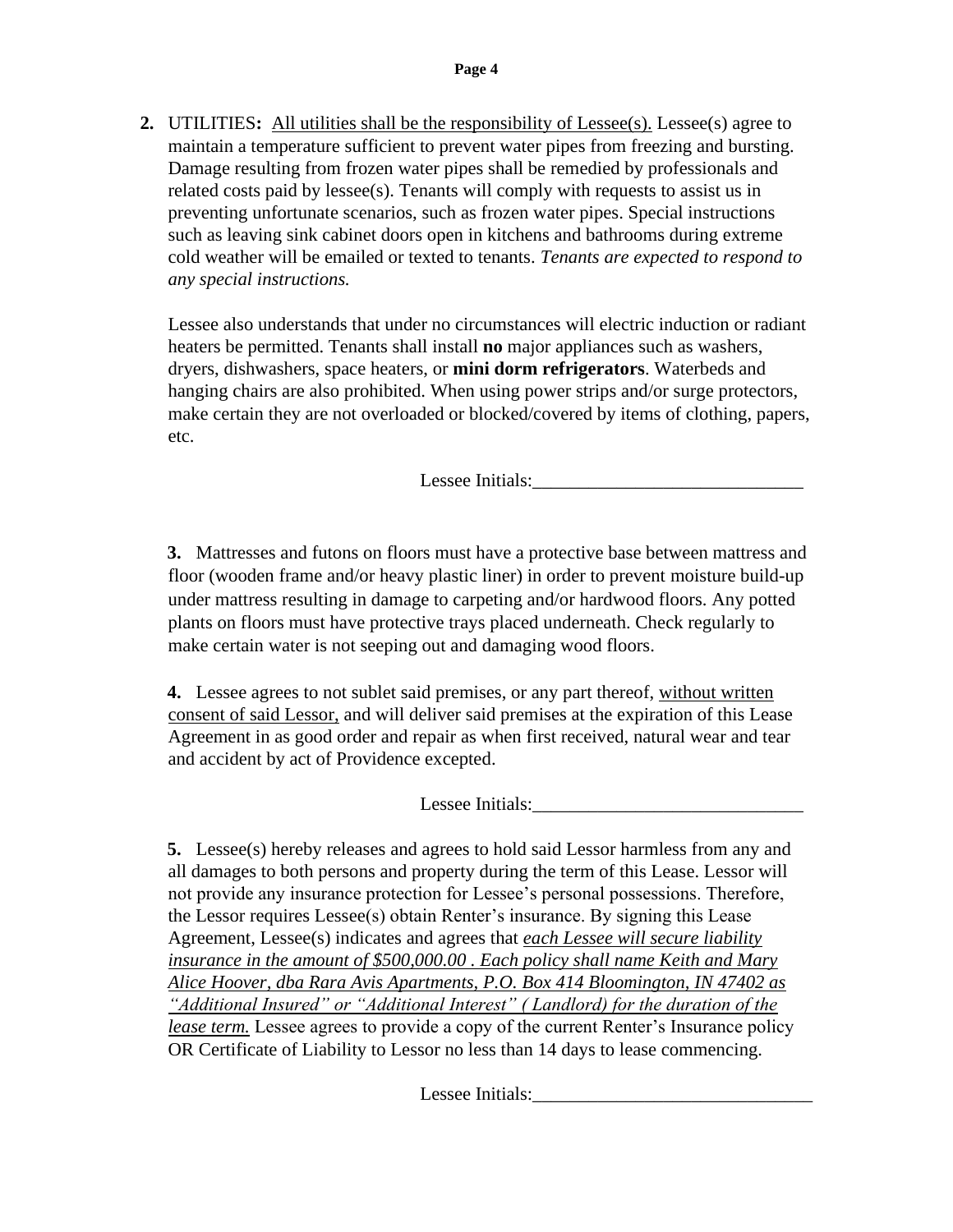**2.** UTILITIES**:** <u>All utilities shall be the responsibility of Lessee(s).</u> Lessee(s) agree to maintain a temperature sufficient to prevent water pipes from freezing and bursting. Damage resulting from frozen water pipes shall be remedied by professionals and related costs paid by lessee(s). Tenants will comply with requests to assist us in preventing unfortunate scenarios, such as frozen water pipes. Special instructions such as leaving sink cabinet doors open in kitchens and bathrooms during extreme cold weather will be emailed or texted to tenants. *Tenants are expected to respond to any special instructions.*

Lessee also understands that under no circumstances will electric induction or radiant heaters be permitted. Tenants shall install **no** major appliances such as washers, dryers, dishwashers, space heaters, or **mini dorm refrigerators**. Waterbeds and hanging chairs are also prohibited. When using power strips and/or surge protectors, make certain they are not overloaded or blocked/covered by items of clothing, papers, etc.

Lessee Initials:_____________________________

**3.** Mattresses and futons on floors must have a protective base between mattress and floor (wooden frame and/or heavy plastic liner) in order to prevent moisture build-up under mattress resulting in damage to carpeting and/or hardwood floors. Any potted plants on floors must have protective trays placed underneath. Check regularly to make certain water is not seeping out and damaging wood floors.

**4.** Lessee agrees to not sublet said premises, or any part thereof, <u>without written consent of said Lessor,</u> and will deliver said premises at the expiration of this Lease Agreement in as good order and repair as when first received, natural wear and tear and accident by act of Providence excepted.

Lessee Initials:_____________________________

**5.** Lessee(s) hereby releases and agrees to hold said Lessor harmless from any and all damages to both persons and property during the term of this Lease. Lessor will not provide any insurance protection for Lessee's personal possessions. Therefore, the Lessor requires Lessee(s) obtain Renter's insurance. By signing this Lease Agreement, Lessee(s) indicates and agrees that *<u>each Lessee will secure liability insurance in the amount of $500,000.00 . Each policy shall name Keith and Mary Alice Hoover, dba Rara Avis Apartments, P.O. Box 414 Bloomington, IN 47402 as "Additional Insured" or "Additional Interest" ( Landlord) for the duration of the lease term.</u>* Lessee agrees to provide a copy of the current Renter's Insurance policy OR Certificate of Liability to Lessor no less than 14 days to lease commencing.

Lessee Initials:______________________________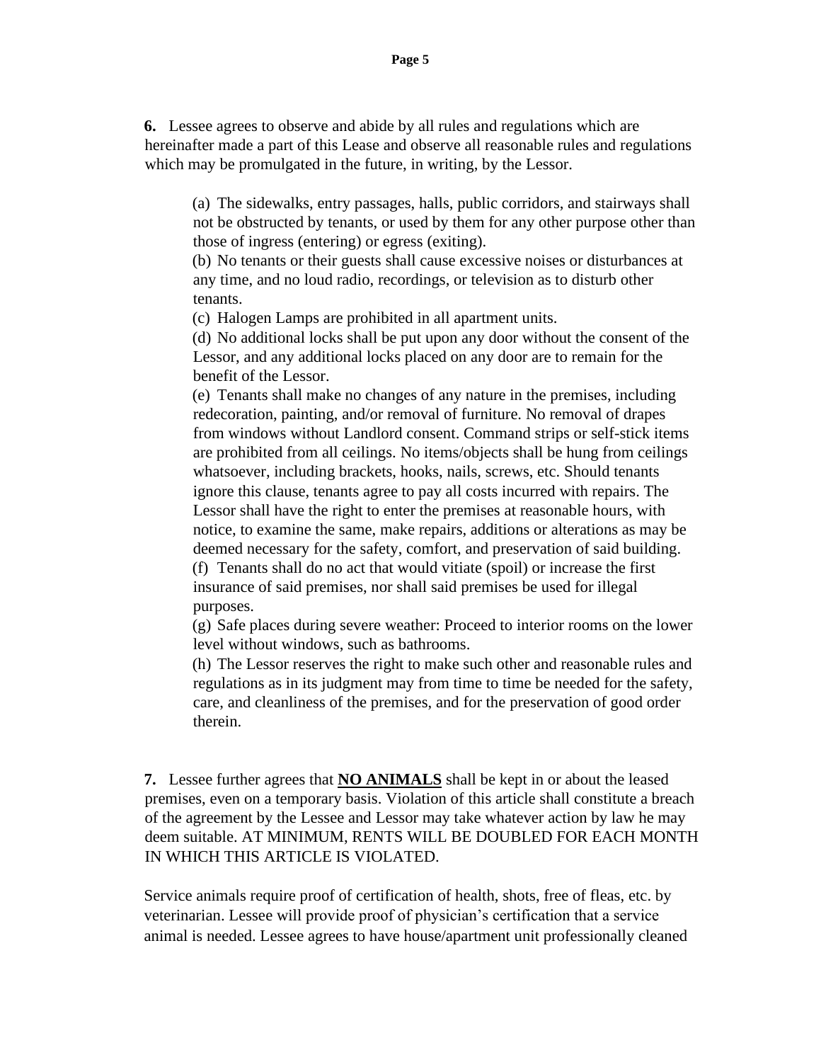**6.** Lessee agrees to observe and abide by all rules and regulations which are hereinafter made a part of this Lease and observe all reasonable rules and regulations which may be promulgated in the future, in writing, by the Lessor.

(a) The sidewalks, entry passages, halls, public corridors, and stairways shall not be obstructed by tenants, or used by them for any other purpose other than those of ingress (entering) or egress (exiting).
(b) No tenants or their guests shall cause excessive noises or disturbances at any time, and no loud radio, recordings, or television as to disturb other tenants.
(c) Halogen Lamps are prohibited in all apartment units.
(d) No additional locks shall be put upon any door without the consent of the Lessor, and any additional locks placed on any door are to remain for the benefit of the Lessor.
(e) Tenants shall make no changes of any nature in the premises, including redecoration, painting, and/or removal of furniture. No removal of drapes from windows without Landlord consent. Command strips or self-stick items are prohibited from all ceilings. No items/objects shall be hung from ceilings whatsoever, including brackets, hooks, nails, screws, etc. Should tenants ignore this clause, tenants agree to pay all costs incurred with repairs. The Lessor shall have the right to enter the premises at reasonable hours, with notice, to examine the same, make repairs, additions or alterations as may be deemed necessary for the safety, comfort, and preservation of said building.
(f) Tenants shall do no act that would vitiate (spoil) or increase the first insurance of said premises, nor shall said premises be used for illegal purposes.
(g) Safe places during severe weather: Proceed to interior rooms on the lower level without windows, such as bathrooms.
(h) The Lessor reserves the right to make such other and reasonable rules and regulations as in its judgment may from time to time be needed for the safety, care, and cleanliness of the premises, and for the preservation of good order therein.

**7.** Lessee further agrees that **<u>NO ANIMALS</u>** shall be kept in or about the leased premises, even on a temporary basis. Violation of this article shall constitute a breach of the agreement by the Lessee and Lessor may take whatever action by law he may deem suitable. AT MINIMUM, RENTS WILL BE DOUBLED FOR EACH MONTH IN WHICH THIS ARTICLE IS VIOLATED.

Service animals require proof of certification of health, shots, free of fleas, etc. by veterinarian. Lessee will provide proof of physician's certification that a service animal is needed. Lessee agrees to have house/apartment unit professionally cleaned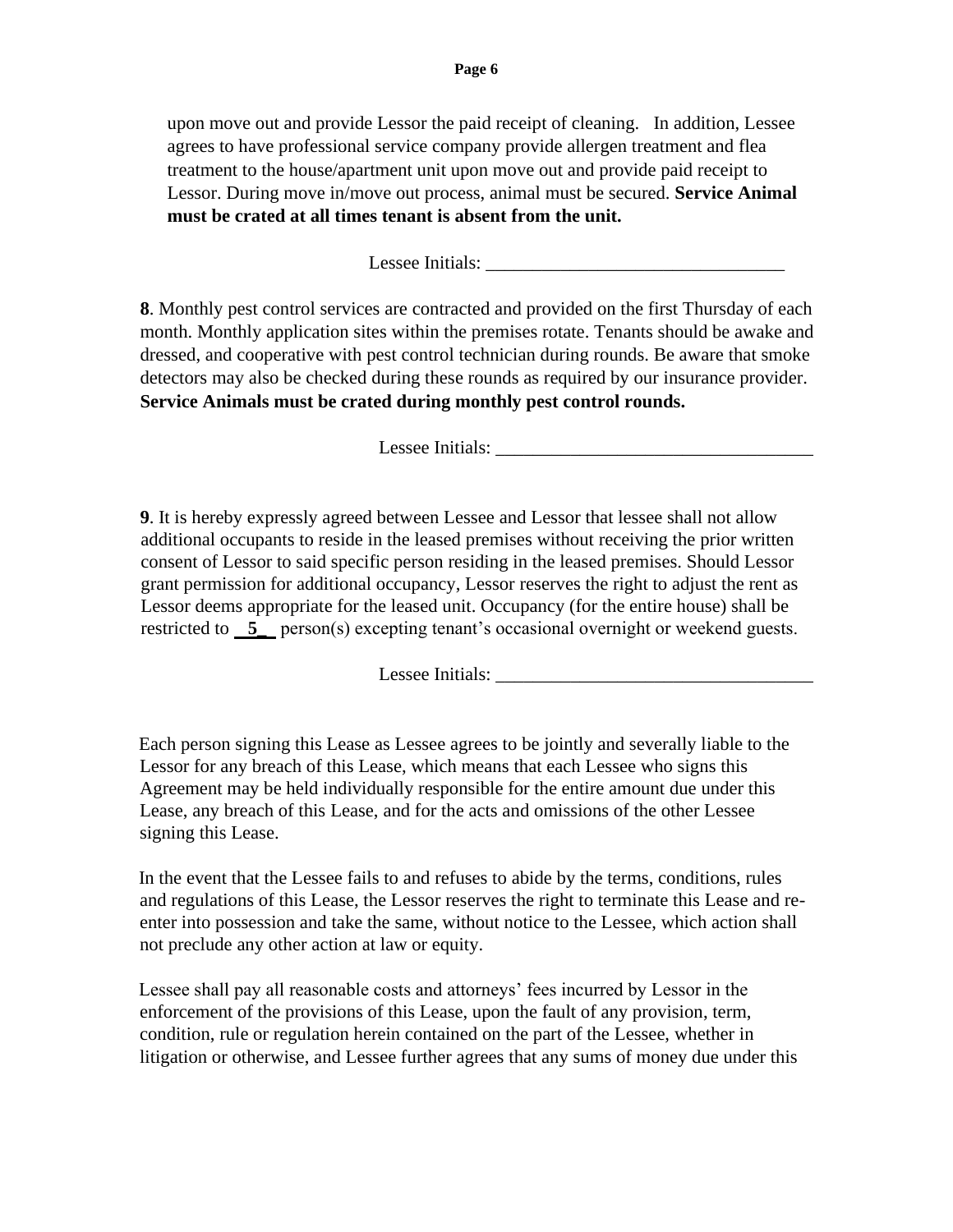upon move out and provide Lessor the paid receipt of cleaning. In addition, Lessee agrees to have professional service company provide allergen treatment and flea treatment to the house/apartment unit upon move out and provide paid receipt to Lessor. During move in/move out process, animal must be secured. **Service Animal must be crated at all times tenant is absent from the unit.**

Lessee Initials: ________________________________

**8**. Monthly pest control services are contracted and provided on the first Thursday of each month. Monthly application sites within the premises rotate. Tenants should be awake and dressed, and cooperative with pest control technician during rounds. Be aware that smoke detectors may also be checked during these rounds as required by our insurance provider. **Service Animals must be crated during monthly pest control rounds.**

Lessee Initials: __________________________________

**9**. It is hereby expressly agreed between Lessee and Lessor that lessee shall not allow additional occupants to reside in the leased premises without receiving the prior written consent of Lessor to said specific person residing in the leased premises. Should Lessor grant permission for additional occupancy, Lessor reserves the right to adjust the rent as Lessor deems appropriate for the leased unit. Occupancy (for the entire house) shall be restricted to __**5**__ person(s) excepting tenant's occasional overnight or weekend guests.

Lessee Initials: __________________________________

Each person signing this Lease as Lessee agrees to be jointly and severally liable to the Lessor for any breach of this Lease, which means that each Lessee who signs this Agreement may be held individually responsible for the entire amount due under this Lease, any breach of this Lease, and for the acts and omissions of the other Lessee signing this Lease.

In the event that the Lessee fails to and refuses to abide by the terms, conditions, rules and regulations of this Lease, the Lessor reserves the right to terminate this Lease and re-enter into possession and take the same, without notice to the Lessee, which action shall not preclude any other action at law or equity.

Lessee shall pay all reasonable costs and attorneys' fees incurred by Lessor in the enforcement of the provisions of this Lease, upon the fault of any provision, term, condition, rule or regulation herein contained on the part of the Lessee, whether in litigation or otherwise, and Lessee further agrees that any sums of money due under this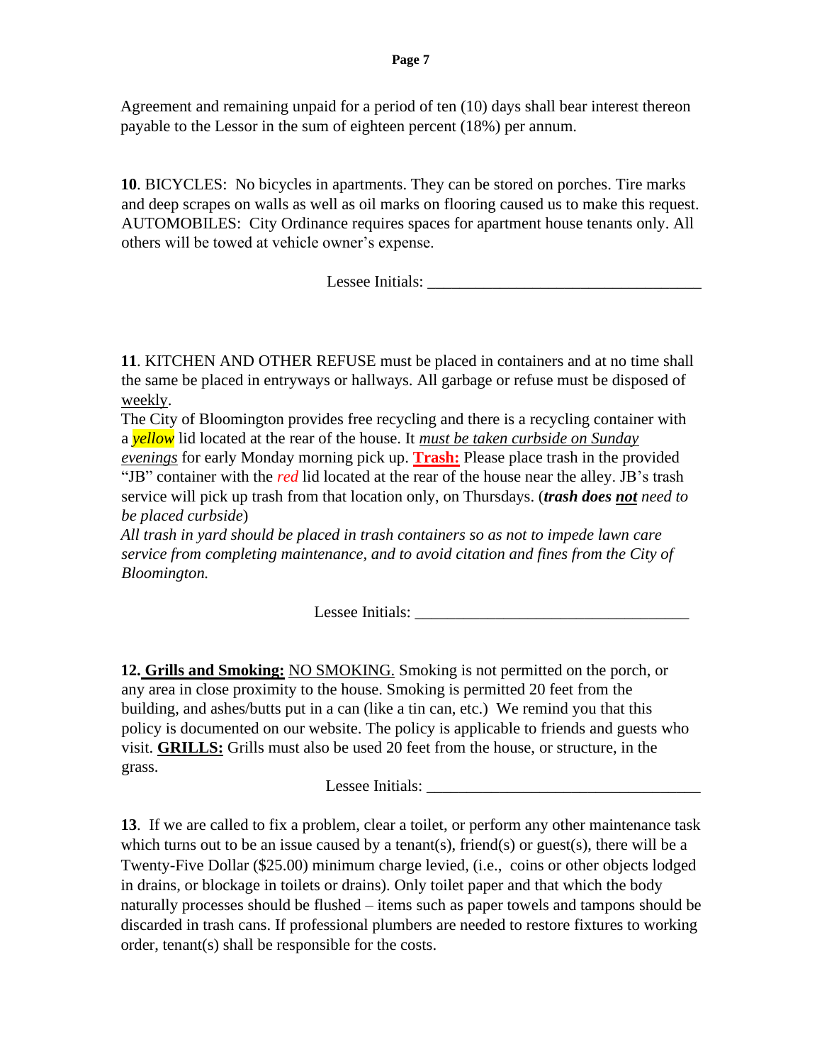Agreement and remaining unpaid for a period of ten (10) days shall bear interest thereon payable to the Lessor in the sum of eighteen percent (18%) per annum.

**10**. BICYCLES: No bicycles in apartments. They can be stored on porches. Tire marks and deep scrapes on walls as well as oil marks on flooring caused us to make this request. AUTOMOBILES: City Ordinance requires spaces for apartment house tenants only. All others will be towed at vehicle owner's expense.

Lessee Initials: ___________________________________

**11**. KITCHEN AND OTHER REFUSE must be placed in containers and at no time shall the same be placed in entryways or hallways. All garbage or refuse must be disposed of weekly.

The City of Bloomington provides free recycling and there is a recycling container with a *yellow* lid located at the rear of the house. It *must be taken curbside on Sunday evenings* for early Monday morning pick up. **Trash:** Please place trash in the provided "JB" container with the *red* lid located at the rear of the house near the alley. JB's trash service will pick up trash from that location only, on Thursdays. (***trash does not** need to be placed curbside*)

*All trash in yard should be placed in trash containers so as not to impede lawn care service from completing maintenance, and to avoid citation and fines from the City of Bloomington.*

Lessee Initials: ___________________________________

**12. Grills and Smoking:** NO SMOKING. Smoking is not permitted on the porch, or any area in close proximity to the house. Smoking is permitted 20 feet from the building, and ashes/butts put in a can (like a tin can, etc.) We remind you that this policy is documented on our website. The policy is applicable to friends and guests who visit. **GRILLS:** Grills must also be used 20 feet from the house, or structure, in the grass.

Lessee Initials: ___________________________________

**13**. If we are called to fix a problem, clear a toilet, or perform any other maintenance task which turns out to be an issue caused by a tenant(s), friend(s) or guest(s), there will be a Twenty-Five Dollar ($25.00) minimum charge levied, (i.e., coins or other objects lodged in drains, or blockage in toilets or drains). Only toilet paper and that which the body naturally processes should be flushed – items such as paper towels and tampons should be discarded in trash cans. If professional plumbers are needed to restore fixtures to working order, tenant(s) shall be responsible for the costs.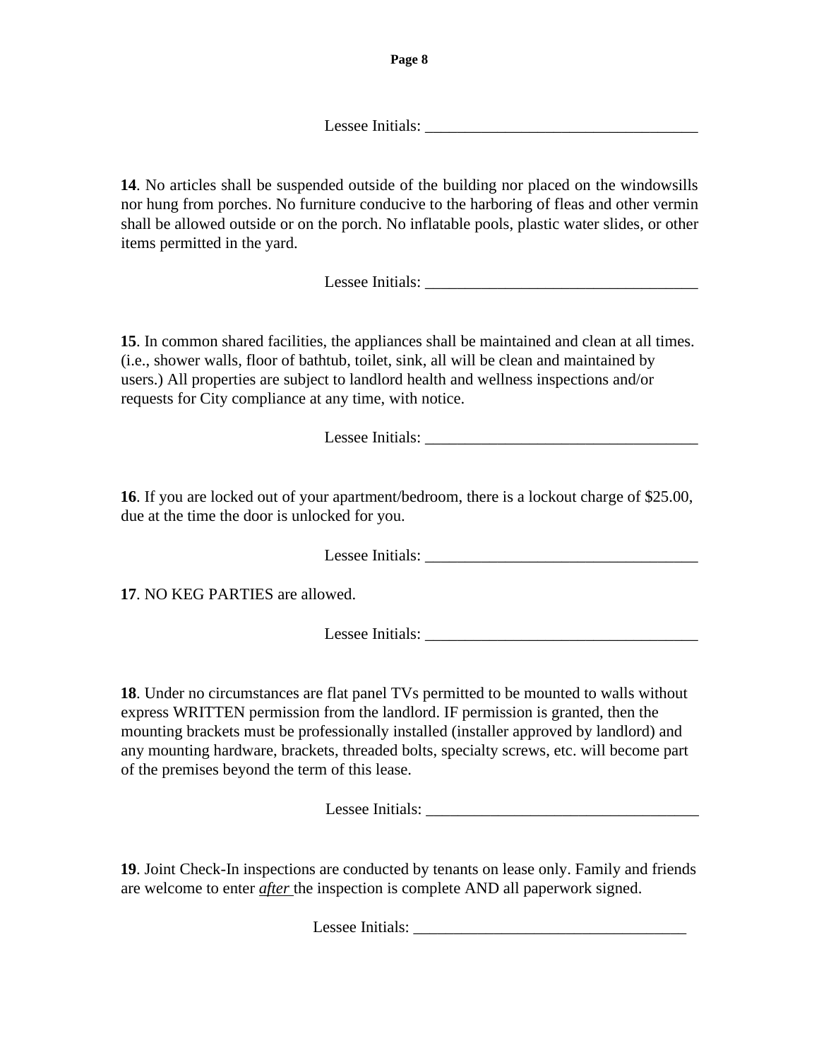Lessee Initials: ___________________________________

**14**. No articles shall be suspended outside of the building nor placed on the windowsills nor hung from porches. No furniture conducive to the harboring of fleas and other vermin shall be allowed outside or on the porch. No inflatable pools, plastic water slides, or other items permitted in the yard.

Lessee Initials: ___________________________________

**15**. In common shared facilities, the appliances shall be maintained and clean at all times. (i.e., shower walls, floor of bathtub, toilet, sink, all will be clean and maintained by users.) All properties are subject to landlord health and wellness inspections and/or requests for City compliance at any time, with notice.

Lessee Initials: ___________________________________

**16**. If you are locked out of your apartment/bedroom, there is a lockout charge of $25.00, due at the time the door is unlocked for you.

Lessee Initials: ___________________________________

**17**. NO KEG PARTIES are allowed.

Lessee Initials: ___________________________________

**18**. Under no circumstances are flat panel TVs permitted to be mounted to walls without express WRITTEN permission from the landlord. IF permission is granted, then the mounting brackets must be professionally installed (installer approved by landlord) and any mounting hardware, brackets, threaded bolts, specialty screws, etc. will become part of the premises beyond the term of this lease.

Lessee Initials: ___________________________________

**19**. Joint Check-In inspections are conducted by tenants on lease only. Family and friends are welcome to enter ***after*** the inspection is complete AND all paperwork signed.

Lessee Initials: ___________________________________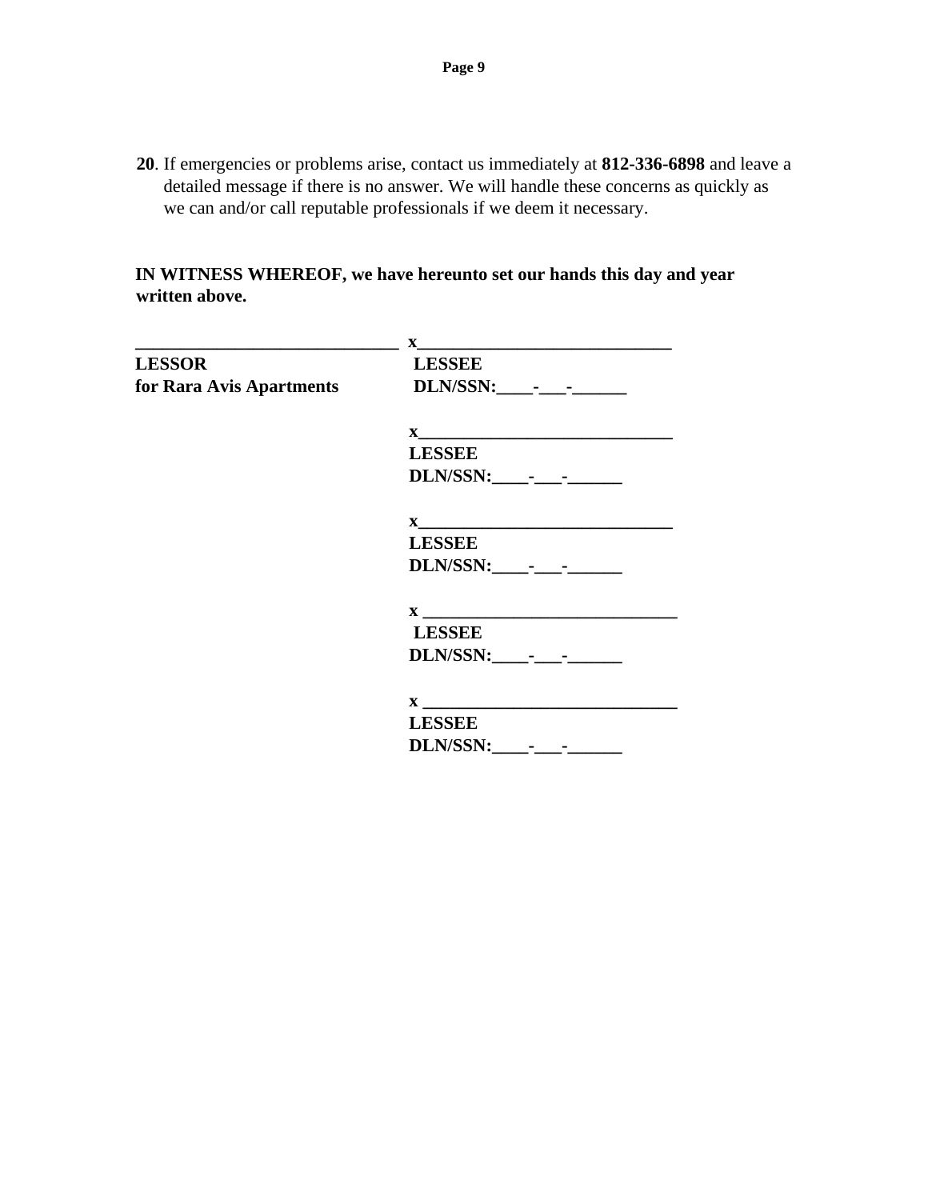**20**. If emergencies or problems arise, contact us immediately at **812-336-6898** and leave a detailed message if there is no answer. We will handle these concerns as quickly as we can and/or call reputable professionals if we deem it necessary.

**IN WITNESS WHEREOF, we have hereunto set our hands this day and year written above.**

| | |
|---|---|
| **______________________________** | **x_____________________________** |
| **LESSOR** | **LESSEE** |
| **for Rara Avis Apartments** | **DLN/SSN:____-___-______** |
| | **x_____________________________** |
| | **LESSEE** |
| | **DLN/SSN:____-___-______** |
| | **x_____________________________** |
| | **LESSEE** |
| | **DLN/SSN:____-___-______** |
| | **x _____________________________** |
| | **LESSEE** |
| | **DLN/SSN:____-___-______** |
| | **x _____________________________** |
| | **LESSEE** |
| | **DLN/SSN:____-___-______** |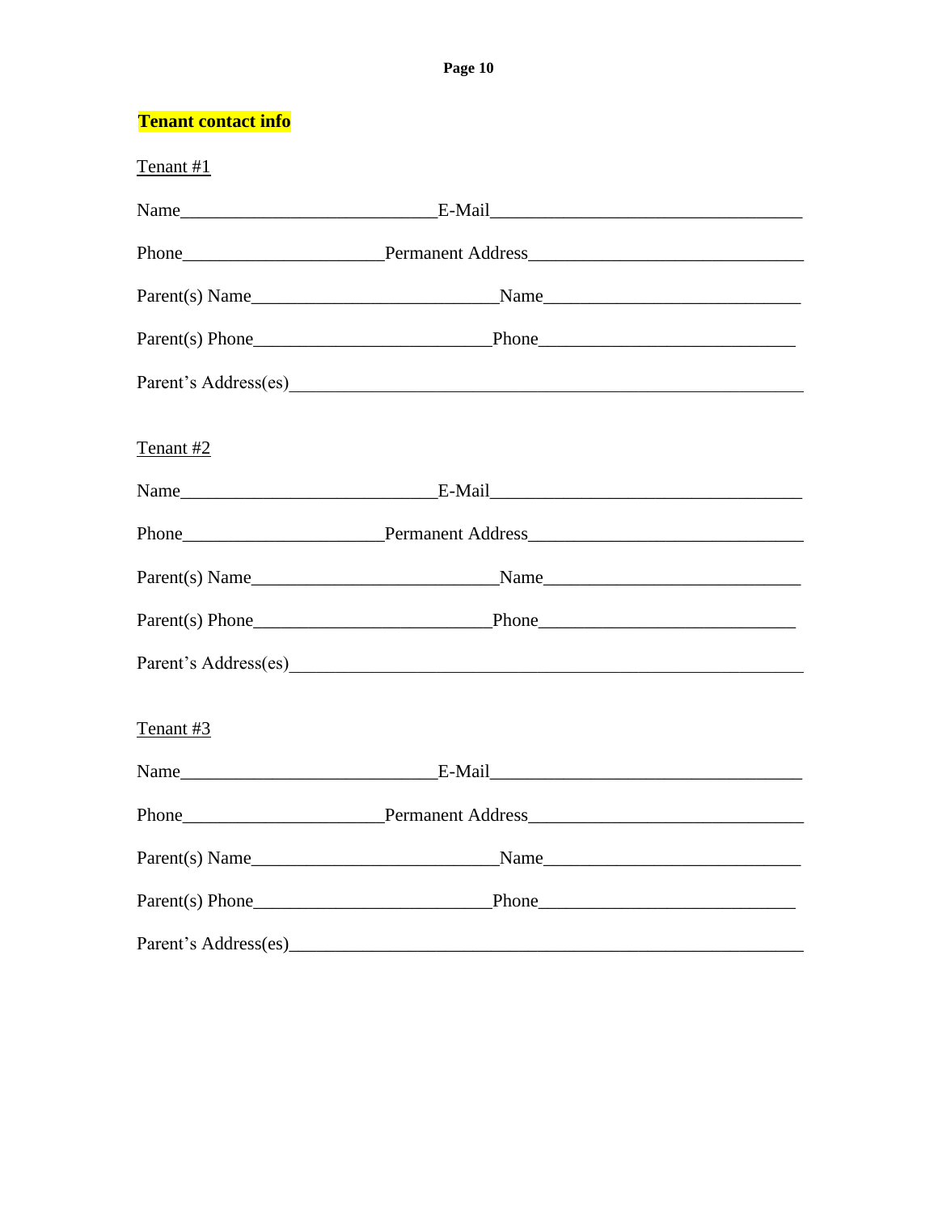**Tenant contact info**

Tenant #1

Name_____________________________E-Mail____________________________________

Phone_______________________Permanent Address_______________________________

Parent(s) Name____________________________Name_____________________________

Parent(s) Phone___________________________Phone____________________________

Parent's Address(es)____________________________________________________________

Tenant #2

Name_____________________________E-Mail____________________________________

Phone_______________________Permanent Address_______________________________

Parent(s) Name____________________________Name_____________________________

Parent(s) Phone___________________________Phone____________________________

Parent's Address(es)____________________________________________________________

Tenant #3

Name_____________________________E-Mail____________________________________

Phone_______________________Permanent Address_______________________________

Parent(s) Name____________________________Name_____________________________

Parent(s) Phone___________________________Phone____________________________

Parent's Address(es)____________________________________________________________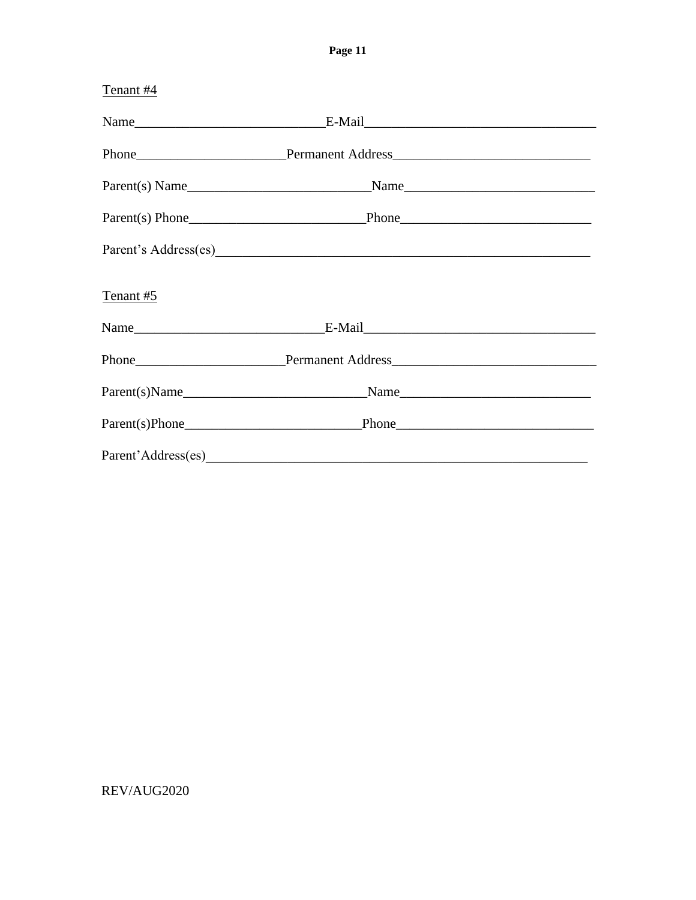Tenant #4

Name____________________________E-Mail__________________________________

Phone______________________Permanent Address_____________________________

Parent(s) Name___________________________Name____________________________

Parent(s) Phone__________________________Phone____________________________

Parent's Address(es)________________________________________________________

Tenant #5

Name____________________________E-Mail__________________________________

Phone______________________Permanent Address______________________________

Parent(s)Name___________________________Name____________________________

Parent(s)Phone__________________________Phone_____________________________

Parent'Address(es)_________________________________________________________

REV/AUG2020